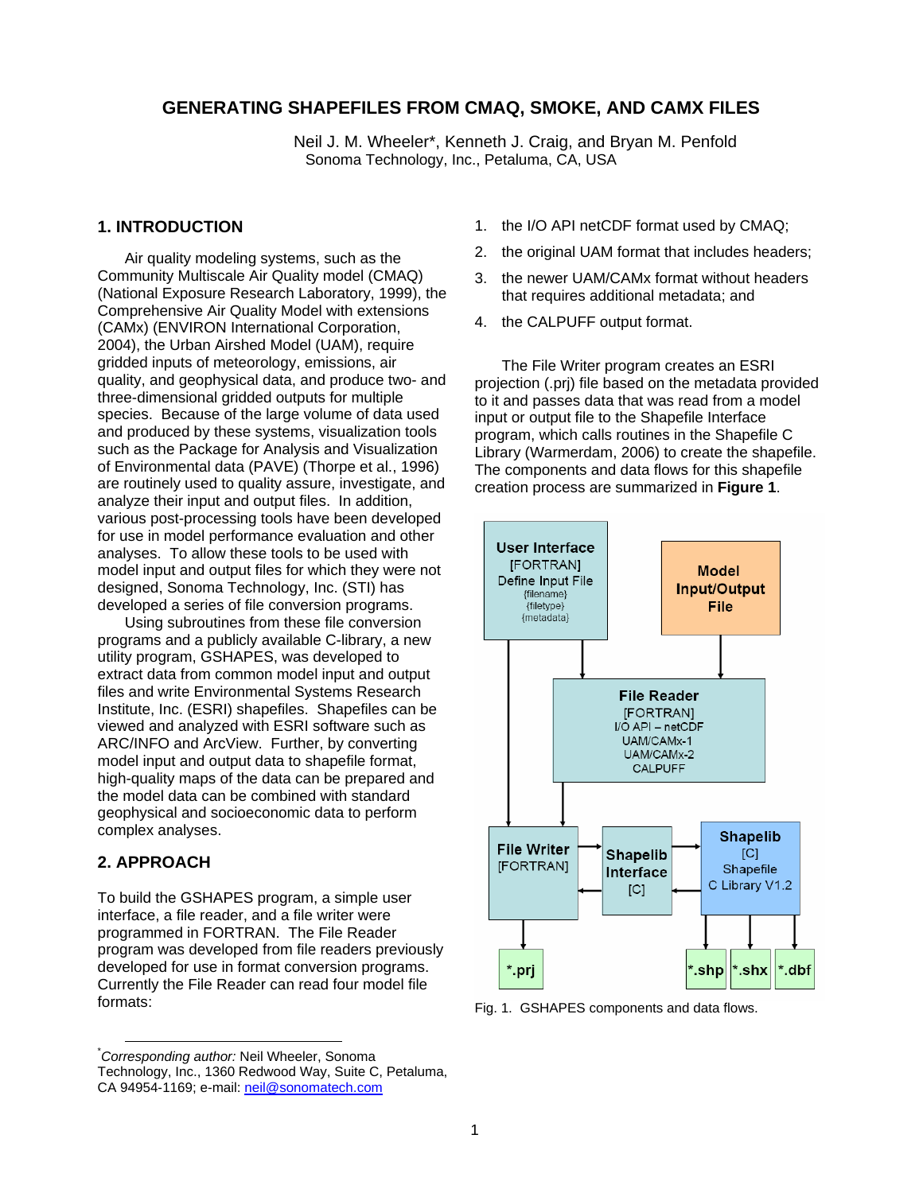# GENERATING SHAPEFILES FROM CMAQ, SMOKE, AND CAMX FILES

Neil J. M. Wheeler*, Kenneth J. Craig, and Bryan M. Penfold
Sonoma Technology, Inc., Petaluma, CA, USA

## 1. INTRODUCTION

Air quality modeling systems, such as the Community Multiscale Air Quality model (CMAQ) (National Exposure Research Laboratory, 1999), the Comprehensive Air Quality Model with extensions (CAMx) (ENVIRON International Corporation, 2004), the Urban Airshed Model (UAM), require gridded inputs of meteorology, emissions, air quality, and geophysical data, and produce two- and three-dimensional gridded outputs for multiple species. Because of the large volume of data used and produced by these systems, visualization tools such as the Package for Analysis and Visualization of Environmental data (PAVE) (Thorpe et al., 1996) are routinely used to quality assure, investigate, and analyze their input and output files. In addition, various post-processing tools have been developed for use in model performance evaluation and other analyses. To allow these tools to be used with model input and output files for which they were not designed, Sonoma Technology, Inc. (STI) has developed a series of file conversion programs.

Using subroutines from these file conversion programs and a publicly available C-library, a new utility program, GSHAPES, was developed to extract data from common model input and output files and write Environmental Systems Research Institute, Inc. (ESRI) shapefiles. Shapefiles can be viewed and analyzed with ESRI software such as ARC/INFO and ArcView. Further, by converting model input and output data to shapefile format, high-quality maps of the data can be prepared and the model data can be combined with standard geophysical and socioeconomic data to perform complex analyses.

## 2. APPROACH

To build the GSHAPES program, a simple user interface, a file reader, and a file writer were programmed in FORTRAN. The File Reader program was developed from file readers previously developed for use in format conversion programs. Currently the File Reader can read four model file formats:

1. the I/O API netCDF format used by CMAQ;
2. the original UAM format that includes headers;
3. the newer UAM/CAMx format without headers that requires additional metadata; and
4. the CALPUFF output format.

The File Writer program creates an ESRI projection (.prj) file based on the metadata provided to it and passes data that was read from a model input or output file to the Shapefile Interface program, which calls routines in the Shapefile C Library (Warmerdam, 2006) to create the shapefile. The components and data flows for this shapefile creation process are summarized in **Figure 1**.

Fig. 1. GSHAPES components and data flows.

*Corresponding author:* Neil Wheeler, Sonoma Technology, Inc., 1360 Redwood Way, Suite C, Petaluma, CA 94954-1169; e-mail: neil@sonomatech.com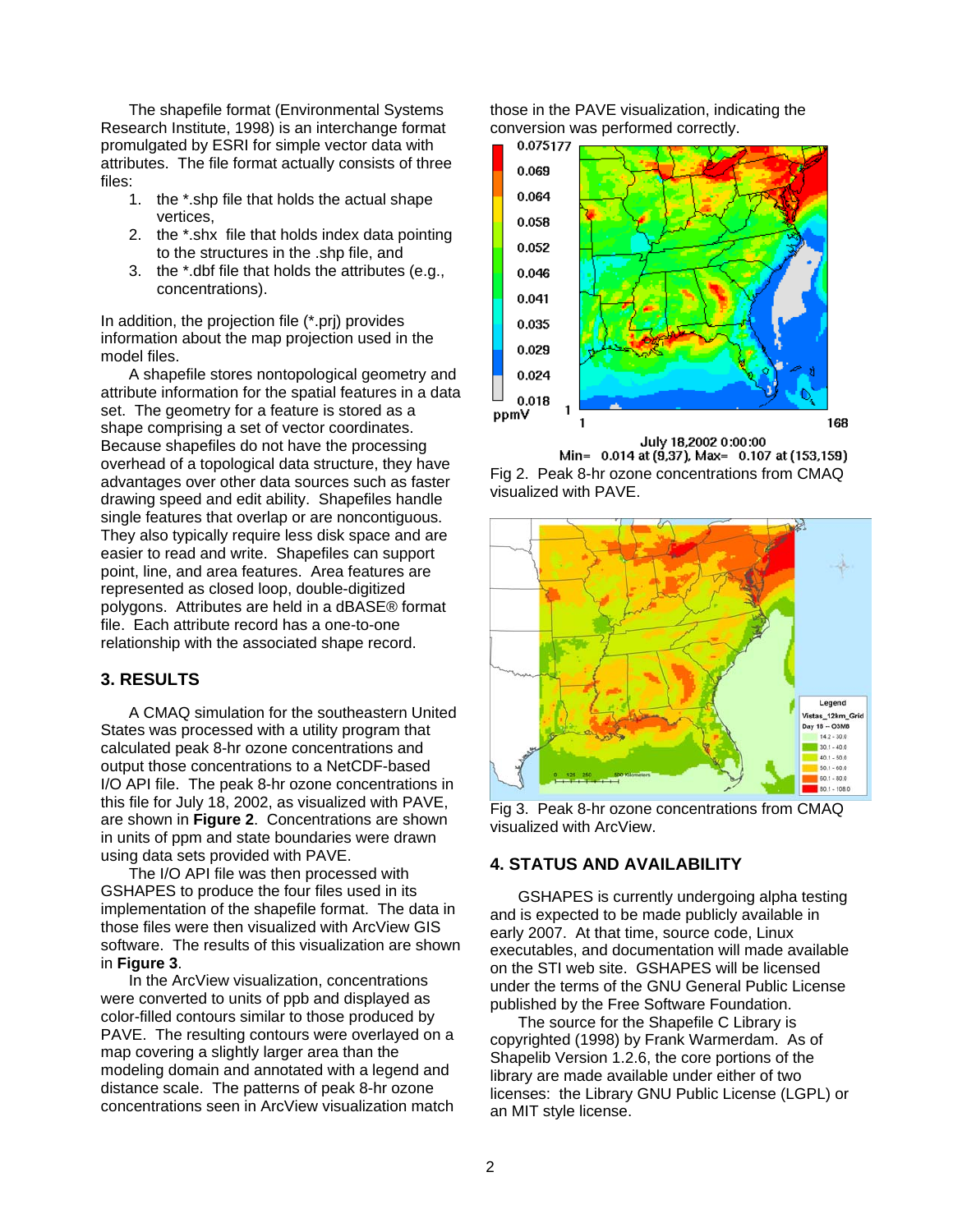The shapefile format (Environmental Systems Research Institute, 1998) is an interchange format promulgated by ESRI for simple vector data with attributes. The file format actually consists of three files:

1. the *.shp file that holds the actual shape vertices,
2. the *.shx file that holds index data pointing to the structures in the .shp file, and
3. the *.dbf file that holds the attributes (e.g., concentrations).

In addition, the projection file (*.prj) provides information about the map projection used in the model files.

A shapefile stores nontopological geometry and attribute information for the spatial features in a data set. The geometry for a feature is stored as a shape comprising a set of vector coordinates. Because shapefiles do not have the processing overhead of a topological data structure, they have advantages over other data sources such as faster drawing speed and edit ability. Shapefiles handle single features that overlap or are noncontiguous. They also typically require less disk space and are easier to read and write. Shapefiles can support point, line, and area features. Area features are represented as closed loop, double-digitized polygons. Attributes are held in a dBASE® format file. Each attribute record has a one-to-one relationship with the associated shape record.

## 3. RESULTS

A CMAQ simulation for the southeastern United States was processed with a utility program that calculated peak 8-hr ozone concentrations and output those concentrations to a NetCDF-based I/O API file. The peak 8-hr ozone concentrations in this file for July 18, 2002, as visualized with PAVE, are shown in **Figure 2**. Concentrations are shown in units of ppm and state boundaries were drawn using data sets provided with PAVE.

The I/O API file was then processed with GSHAPES to produce the four files used in its implementation of the shapefile format. The data in those files were then visualized with ArcView GIS software. The results of this visualization are shown in **Figure 3**.

In the ArcView visualization, concentrations were converted to units of ppb and displayed as color-filled contours similar to those produced by PAVE. The resulting contours were overlayed on a map covering a slightly larger area than the modeling domain and annotated with a legend and distance scale. The patterns of peak 8-hr ozone concentrations seen in ArcView visualization match those in the PAVE visualization, indicating the conversion was performed correctly.

Fig 2. Peak 8-hr ozone concentrations from CMAQ visualized with PAVE.

Fig 3. Peak 8-hr ozone concentrations from CMAQ visualized with ArcView.

## 4. STATUS AND AVAILABILITY

GSHAPES is currently undergoing alpha testing and is expected to be made publicly available in early 2007. At that time, source code, Linux executables, and documentation will made available on the STI web site. GSHAPES will be licensed under the terms of the GNU General Public License published by the Free Software Foundation.

The source for the Shapefile C Library is copyrighted (1998) by Frank Warmerdam. As of Shapelib Version 1.2.6, the core portions of the library are made available under either of two licenses: the Library GNU Public License (LGPL) or an MIT style license.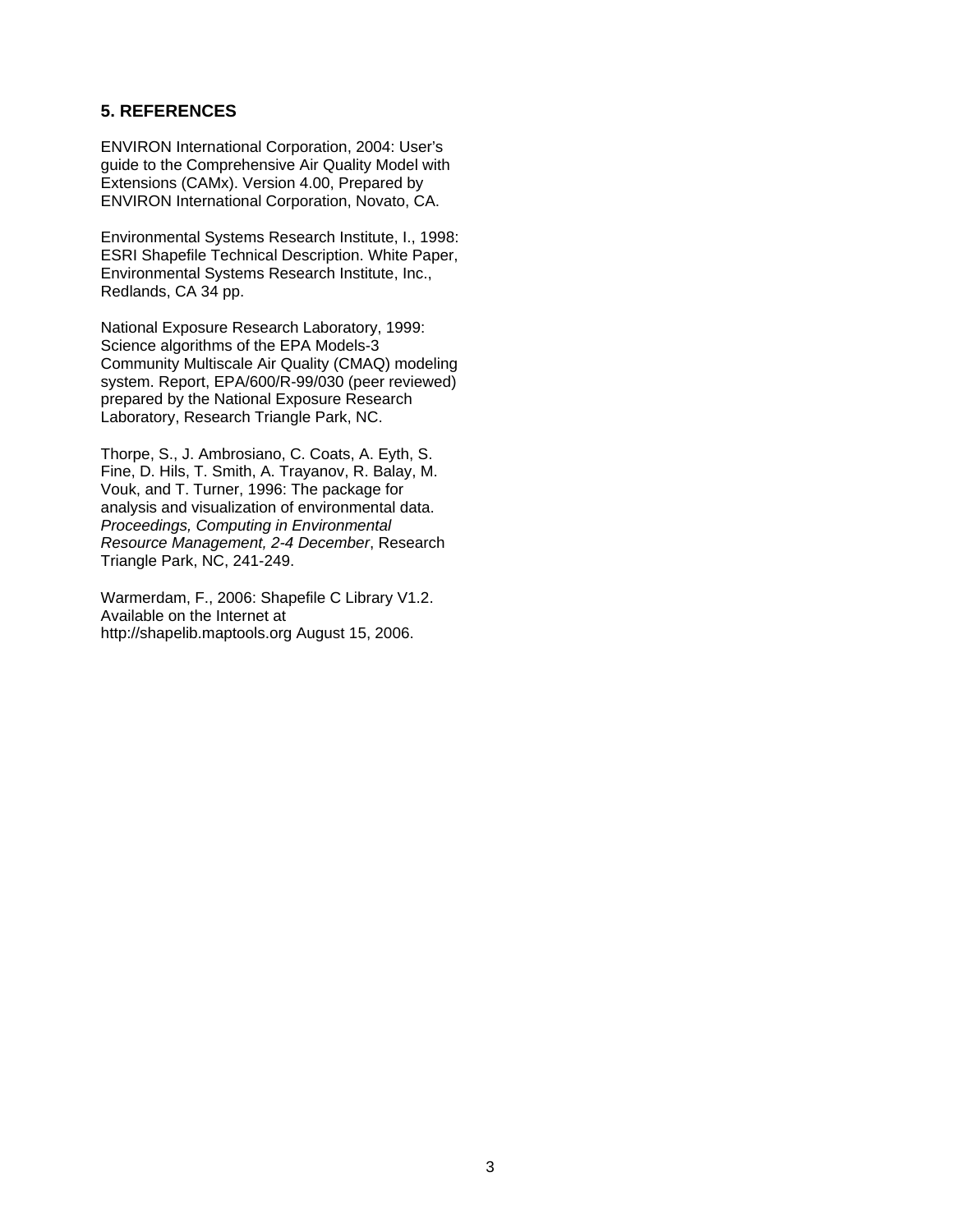## 5. REFERENCES

ENVIRON International Corporation, 2004: User's guide to the Comprehensive Air Quality Model with Extensions (CAMx). Version 4.00, Prepared by ENVIRON International Corporation, Novato, CA.

Environmental Systems Research Institute, I., 1998: ESRI Shapefile Technical Description. White Paper, Environmental Systems Research Institute, Inc., Redlands, CA 34 pp.

National Exposure Research Laboratory, 1999: Science algorithms of the EPA Models-3 Community Multiscale Air Quality (CMAQ) modeling system. Report, EPA/600/R-99/030 (peer reviewed) prepared by the National Exposure Research Laboratory, Research Triangle Park, NC.

Thorpe, S., J. Ambrosiano, C. Coats, A. Eyth, S. Fine, D. Hils, T. Smith, A. Trayanov, R. Balay, M. Vouk, and T. Turner, 1996: The package for analysis and visualization of environmental data. *Proceedings, Computing in Environmental Resource Management, 2-4 December*, Research Triangle Park, NC, 241-249.

Warmerdam, F., 2006: Shapefile C Library V1.2. Available on the Internet at http://shapelib.maptools.org August 15, 2006.